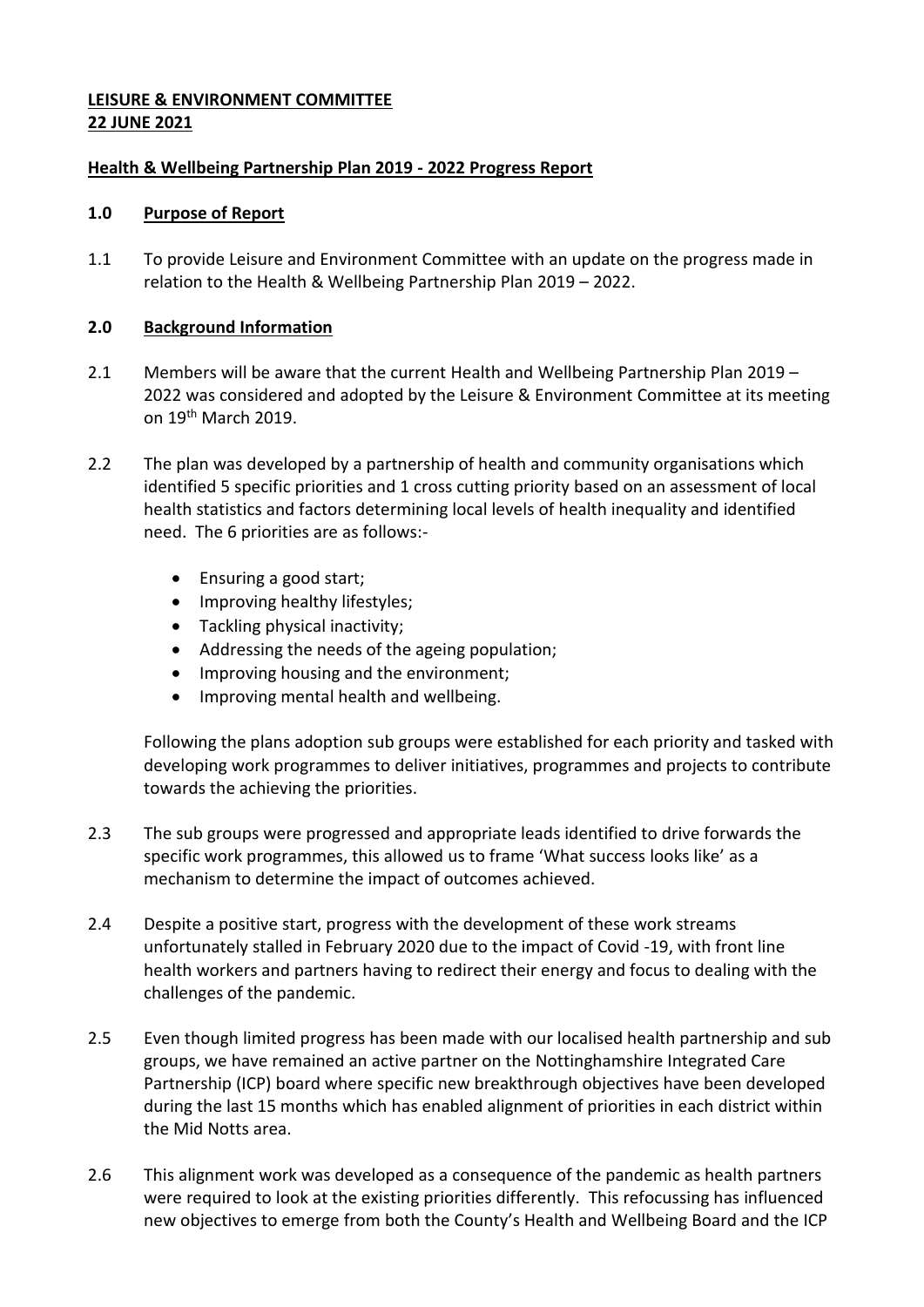**LEISURE & ENVIRONMENT COMMITTEE**
**22 JUNE 2021**

**Health & Wellbeing Partnership Plan 2019 - 2022 Progress Report**

## 1.0 Purpose of Report

1.1 To provide Leisure and Environment Committee with an update on the progress made in relation to the Health & Wellbeing Partnership Plan 2019 – 2022.

## 2.0 Background Information

2.1 Members will be aware that the current Health and Wellbeing Partnership Plan 2019 – 2022 was considered and adopted by the Leisure & Environment Committee at its meeting on 19th March 2019.

2.2 The plan was developed by a partnership of health and community organisations which identified 5 specific priorities and 1 cross cutting priority based on an assessment of local health statistics and factors determining local levels of health inequality and identified need. The 6 priorities are as follows:-

- Ensuring a good start;
- Improving healthy lifestyles;
- Tackling physical inactivity;
- Addressing the needs of the ageing population;
- Improving housing and the environment;
- Improving mental health and wellbeing.

Following the plans adoption sub groups were established for each priority and tasked with developing work programmes to deliver initiatives, programmes and projects to contribute towards the achieving the priorities.

2.3 The sub groups were progressed and appropriate leads identified to drive forwards the specific work programmes, this allowed us to frame 'What success looks like' as a mechanism to determine the impact of outcomes achieved.

2.4 Despite a positive start, progress with the development of these work streams unfortunately stalled in February 2020 due to the impact of Covid -19, with front line health workers and partners having to redirect their energy and focus to dealing with the challenges of the pandemic.

2.5 Even though limited progress has been made with our localised health partnership and sub groups, we have remained an active partner on the Nottinghamshire Integrated Care Partnership (ICP) board where specific new breakthrough objectives have been developed during the last 15 months which has enabled alignment of priorities in each district within the Mid Notts area.

2.6 This alignment work was developed as a consequence of the pandemic as health partners were required to look at the existing priorities differently. This refocussing has influenced new objectives to emerge from both the County's Health and Wellbeing Board and the ICP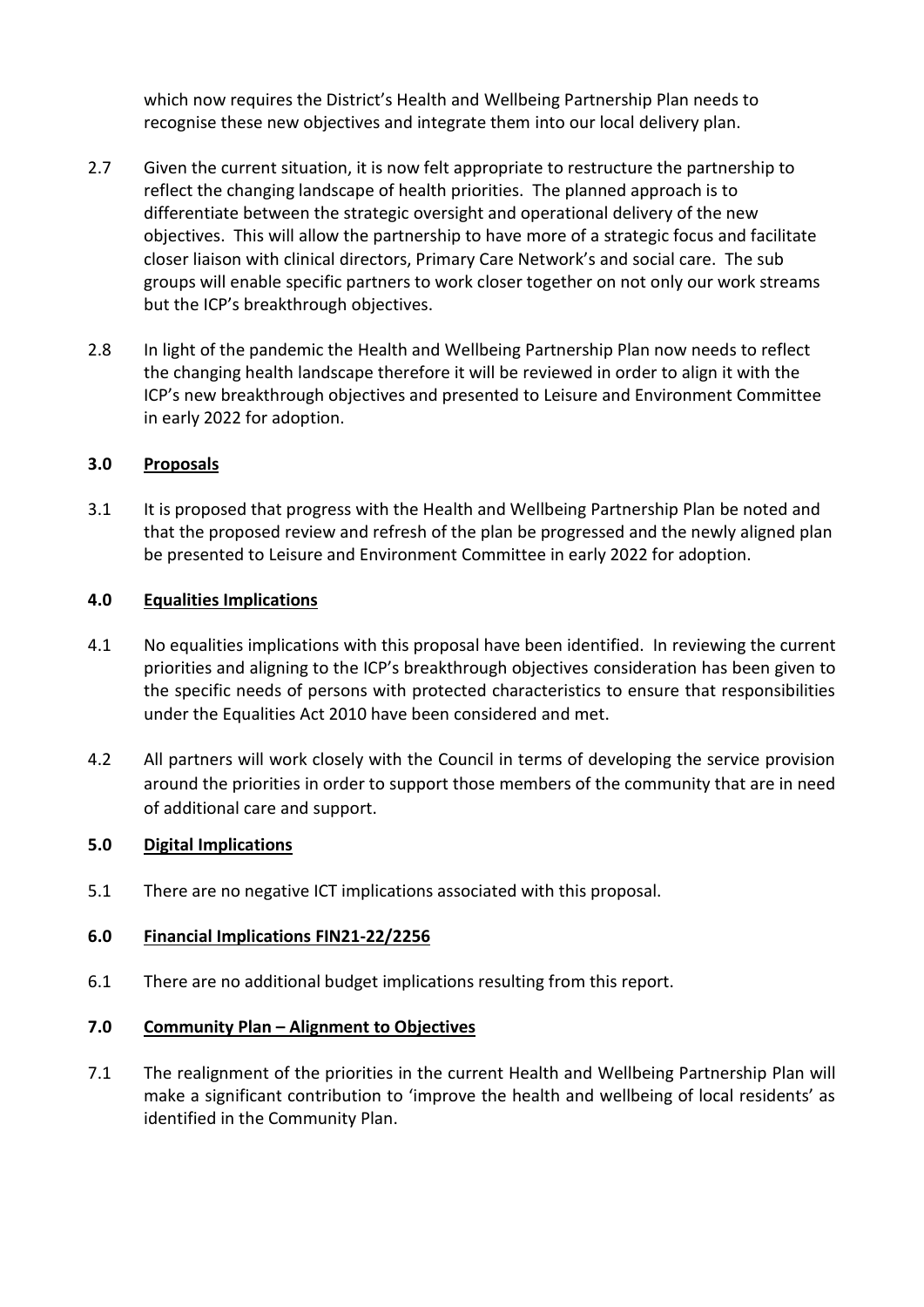which now requires the District's Health and Wellbeing Partnership Plan needs to recognise these new objectives and integrate them into our local delivery plan.

2.7 Given the current situation, it is now felt appropriate to restructure the partnership to reflect the changing landscape of health priorities. The planned approach is to differentiate between the strategic oversight and operational delivery of the new objectives. This will allow the partnership to have more of a strategic focus and facilitate closer liaison with clinical directors, Primary Care Network's and social care. The sub groups will enable specific partners to work closer together on not only our work streams but the ICP's breakthrough objectives.

2.8 In light of the pandemic the Health and Wellbeing Partnership Plan now needs to reflect the changing health landscape therefore it will be reviewed in order to align it with the ICP's new breakthrough objectives and presented to Leisure and Environment Committee in early 2022 for adoption.

## 3.0 Proposals

3.1 It is proposed that progress with the Health and Wellbeing Partnership Plan be noted and that the proposed review and refresh of the plan be progressed and the newly aligned plan be presented to Leisure and Environment Committee in early 2022 for adoption.

## 4.0 Equalities Implications

4.1 No equalities implications with this proposal have been identified. In reviewing the current priorities and aligning to the ICP's breakthrough objectives consideration has been given to the specific needs of persons with protected characteristics to ensure that responsibilities under the Equalities Act 2010 have been considered and met.

4.2 All partners will work closely with the Council in terms of developing the service provision around the priorities in order to support those members of the community that are in need of additional care and support.

## 5.0 Digital Implications

5.1 There are no negative ICT implications associated with this proposal.

## 6.0 Financial Implications FIN21-22/2256

6.1 There are no additional budget implications resulting from this report.

## 7.0 Community Plan – Alignment to Objectives

7.1 The realignment of the priorities in the current Health and Wellbeing Partnership Plan will make a significant contribution to 'improve the health and wellbeing of local residents' as identified in the Community Plan.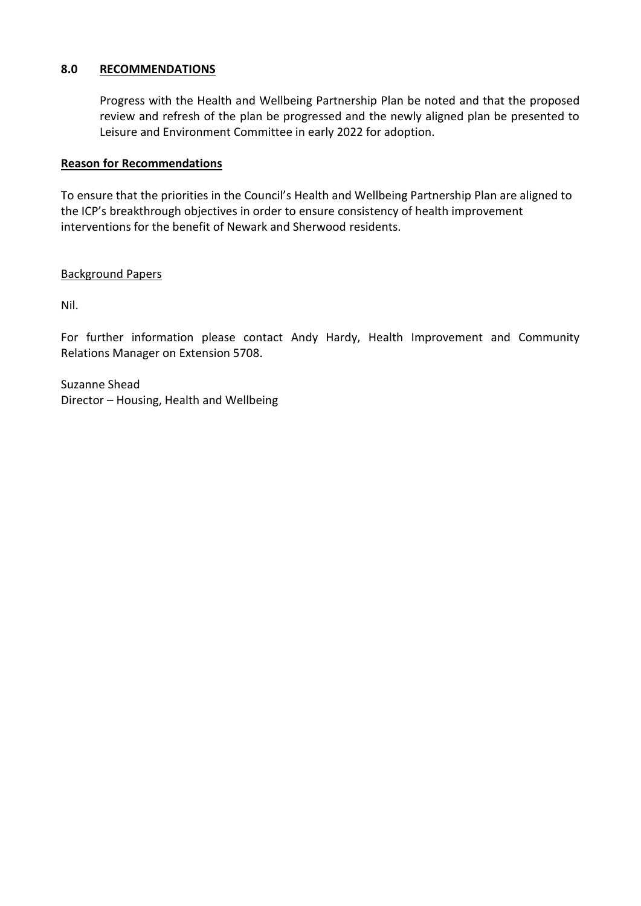## 8.0 RECOMMENDATIONS

Progress with the Health and Wellbeing Partnership Plan be noted and that the proposed review and refresh of the plan be progressed and the newly aligned plan be presented to Leisure and Environment Committee in early 2022 for adoption.

**Reason for Recommendations**

To ensure that the priorities in the Council's Health and Wellbeing Partnership Plan are aligned to the ICP's breakthrough objectives in order to ensure consistency of health improvement interventions for the benefit of Newark and Sherwood residents.

Background Papers

Nil.

For further information please contact Andy Hardy, Health Improvement and Community Relations Manager on Extension 5708.

Suzanne Shead
Director – Housing, Health and Wellbeing